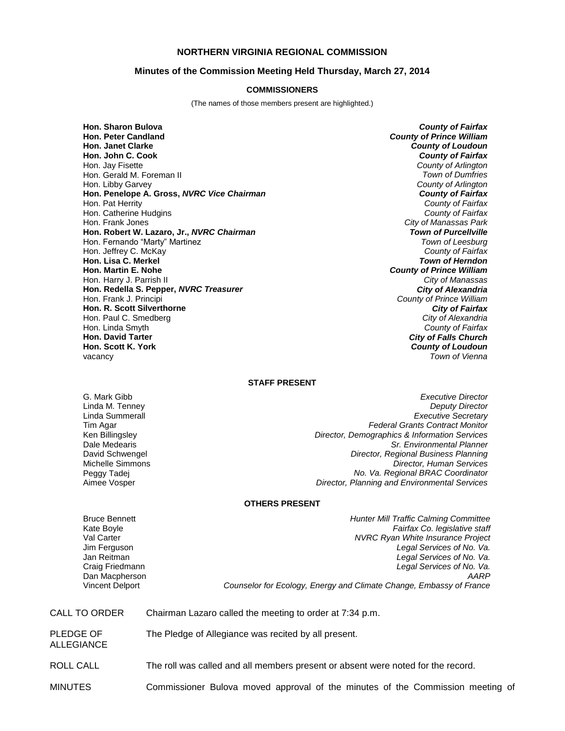# NORTHERN VIRGINIA REGIONAL COMMISSION

## Minutes of the Commission Meeting Held Thursday, March 27, 2014

### COMMISSIONERS

(The names of those members present are highlighted.)

| | |
|---|---|
| **Hon. Sharon Bulova** | ***County of Fairfax*** |
| **Hon. Peter Candland** | ***County of Prince William*** |
| **Hon. Janet Clarke** | ***County of Loudoun*** |
| **Hon. John C. Cook** | ***County of Fairfax*** |
| Hon. Jay Fisette | *County of Arlington* |
| Hon. Gerald M. Foreman II | *Town of Dumfries* |
| Hon. Libby Garvey | *County of Arlington* |
| **Hon. Penelope A. Gross, *NVRC Vice Chairman*** | ***County of Fairfax*** |
| Hon. Pat Herrity | *County of Fairfax* |
| Hon. Catherine Hudgins | *County of Fairfax* |
| Hon. Frank Jones | *City of Manassas Park* |
| **Hon. Robert W. Lazaro, Jr., *NVRC Chairman*** | ***Town of Purcellville*** |
| Hon. Fernando "Marty" Martinez | *Town of Leesburg* |
| Hon. Jeffrey C. McKay | *County of Fairfax* |
| **Hon. Lisa C. Merkel** | ***Town of Herndon*** |
| **Hon. Martin E. Nohe** | ***County of Prince William*** |
| Hon. Harry J. Parrish II | *City of Manassas* |
| **Hon. Redella S. Pepper, *NVRC Treasurer*** | ***City of Alexandria*** |
| Hon. Frank J. Principi | *County of Prince William* |
| **Hon. R. Scott Silverthorne** | ***City of Fairfax*** |
| Hon. Paul C. Smedberg | *City of Alexandria* |
| Hon. Linda Smyth | *County of Fairfax* |
| **Hon. David Tarter** | ***City of Falls Church*** |
| **Hon. Scott K. York** | ***County of Loudoun*** |
| vacancy | *Town of Vienna* |

### STAFF PRESENT

| | |
|---|---|
| G. Mark Gibb | *Executive Director* |
| Linda M. Tenney | *Deputy Director* |
| Linda Summerall | *Executive Secretary* |
| Tim Agar | *Federal Grants Contract Monitor* |
| Ken Billingsley | *Director, Demographics & Information Services* |
| Dale Medearis | *Sr. Environmental Planner* |
| David Schwengel | *Director, Regional Business Planning* |
| Michelle Simmons | *Director, Human Services* |
| Peggy Tadej | *No. Va. Regional BRAC Coordinator* |
| Aimee Vosper | *Director, Planning and Environmental Services* |

### OTHERS PRESENT

| | |
|---|---|
| Bruce Bennett | *Hunter Mill Traffic Calming Committee* |
| Kate Boyle | *Fairfax Co. legislative staff* |
| Val Carter | *NVRC Ryan White Insurance Project* |
| Jim Ferguson | *Legal Services of No. Va.* |
| Jan Reitman | *Legal Services of No. Va.* |
| Craig Friedmann | *Legal Services of No. Va.* |
| Dan Macpherson | *AARP* |
| Vincent Delport | *Counselor for Ecology, Energy and Climate Change, Embassy of France* |

CALL TO ORDER — Chairman Lazaro called the meeting to order at 7:34 p.m.

PLEDGE OF ALLEGIANCE — The Pledge of Allegiance was recited by all present.

ROLL CALL — The roll was called and all members present or absent were noted for the record.

MINUTES — Commissioner Bulova moved approval of the minutes of the Commission meeting of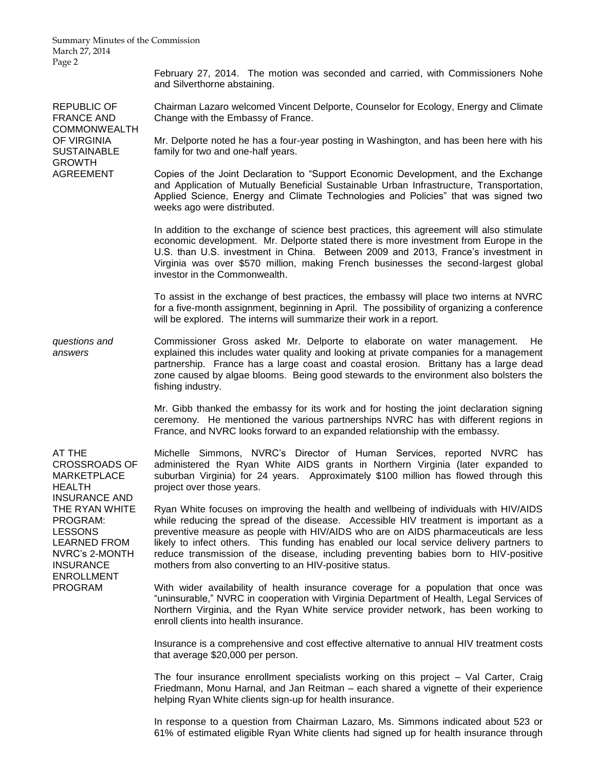February 27, 2014. The motion was seconded and carried, with Commissioners Nohe and Silverthorne abstaining.

## REPUBLIC OF FRANCE AND COMMONWEALTH OF VIRGINIA SUSTAINABLE GROWTH AGREEMENT

Chairman Lazaro welcomed Vincent Delporte, Counselor for Ecology, Energy and Climate Change with the Embassy of France.

Mr. Delporte noted he has a four-year posting in Washington, and has been here with his family for two and one-half years.

Copies of the Joint Declaration to "Support Economic Development, and the Exchange and Application of Mutually Beneficial Sustainable Urban Infrastructure, Transportation, Applied Science, Energy and Climate Technologies and Policies" that was signed two weeks ago were distributed.

In addition to the exchange of science best practices, this agreement will also stimulate economic development. Mr. Delporte stated there is more investment from Europe in the U.S. than U.S. investment in China. Between 2009 and 2013, France's investment in Virginia was over $570 million, making French businesses the second-largest global investor in the Commonwealth.

To assist in the exchange of best practices, the embassy will place two interns at NVRC for a five-month assignment, beginning in April. The possibility of organizing a conference will be explored. The interns will summarize their work in a report.

### *questions and answers*

Commissioner Gross asked Mr. Delporte to elaborate on water management. He explained this includes water quality and looking at private companies for a management partnership. France has a large coast and coastal erosion. Brittany has a large dead zone caused by algae blooms. Being good stewards to the environment also bolsters the fishing industry.

Mr. Gibb thanked the embassy for its work and for hosting the joint declaration signing ceremony. He mentioned the various partnerships NVRC has with different regions in France, and NVRC looks forward to an expanded relationship with the embassy.

## AT THE CROSSROADS OF MARKETPLACE HEALTH INSURANCE AND THE RYAN WHITE PROGRAM: LESSONS LEARNED FROM NVRC's 2-MONTH INSURANCE ENROLLMENT PROGRAM

Michelle Simmons, NVRC's Director of Human Services, reported NVRC has administered the Ryan White AIDS grants in Northern Virginia (later expanded to suburban Virginia) for 24 years. Approximately $100 million has flowed through this project over those years.

Ryan White focuses on improving the health and wellbeing of individuals with HIV/AIDS while reducing the spread of the disease. Accessible HIV treatment is important as a preventive measure as people with HIV/AIDS who are on AIDS pharmaceuticals are less likely to infect others. This funding has enabled our local service delivery partners to reduce transmission of the disease, including preventing babies born to HIV-positive mothers from also converting to an HIV-positive status.

With wider availability of health insurance coverage for a population that once was "uninsurable," NVRC in cooperation with Virginia Department of Health, Legal Services of Northern Virginia, and the Ryan White service provider network, has been working to enroll clients into health insurance.

Insurance is a comprehensive and cost effective alternative to annual HIV treatment costs that average $20,000 per person.

The four insurance enrollment specialists working on this project – Val Carter, Craig Friedmann, Monu Harnal, and Jan Reitman – each shared a vignette of their experience helping Ryan White clients sign-up for health insurance.

In response to a question from Chairman Lazaro, Ms. Simmons indicated about 523 or 61% of estimated eligible Ryan White clients had signed up for health insurance through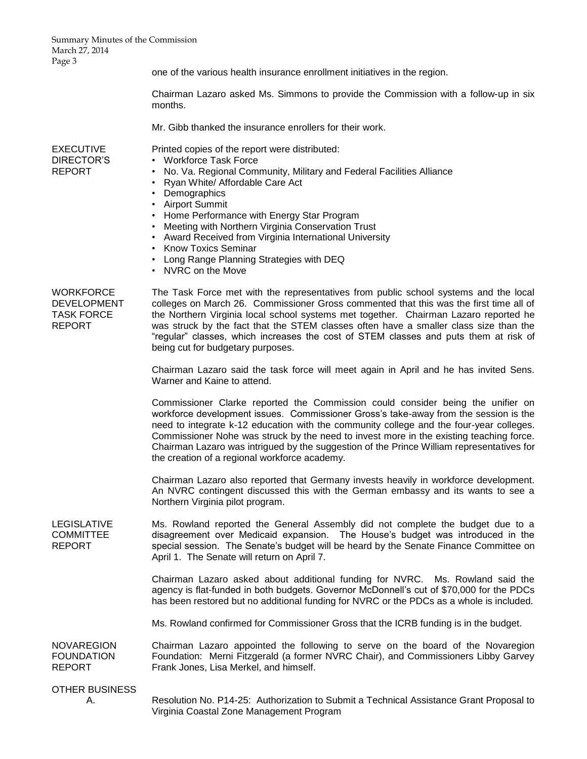one of the various health insurance enrollment initiatives in the region.

Chairman Lazaro asked Ms. Simmons to provide the Commission with a follow-up in six months.

Mr. Gibb thanked the insurance enrollers for their work.

**EXECUTIVE DIRECTOR'S REPORT**

Printed copies of the report were distributed:

- Workforce Task Force
- No. Va. Regional Community, Military and Federal Facilities Alliance
- Ryan White/ Affordable Care Act
- Demographics
- Airport Summit
- Home Performance with Energy Star Program
- Meeting with Northern Virginia Conservation Trust
- Award Received from Virginia International University
- Know Toxics Seminar
- Long Range Planning Strategies with DEQ
- NVRC on the Move

**WORKFORCE DEVELOPMENT TASK FORCE REPORT**

The Task Force met with the representatives from public school systems and the local colleges on March 26. Commissioner Gross commented that this was the first time all of the Northern Virginia local school systems met together. Chairman Lazaro reported he was struck by the fact that the STEM classes often have a smaller class size than the "regular" classes, which increases the cost of STEM classes and puts them at risk of being cut for budgetary purposes.

Chairman Lazaro said the task force will meet again in April and he has invited Sens. Warner and Kaine to attend.

Commissioner Clarke reported the Commission could consider being the unifier on workforce development issues. Commissioner Gross's take-away from the session is the need to integrate k-12 education with the community college and the four-year colleges. Commissioner Nohe was struck by the need to invest more in the existing teaching force. Chairman Lazaro was intrigued by the suggestion of the Prince William representatives for the creation of a regional workforce academy.

Chairman Lazaro also reported that Germany invests heavily in workforce development. An NVRC contingent discussed this with the German embassy and its wants to see a Northern Virginia pilot program.

**LEGISLATIVE COMMITTEE REPORT**

Ms. Rowland reported the General Assembly did not complete the budget due to a disagreement over Medicaid expansion. The House's budget was introduced in the special session. The Senate's budget will be heard by the Senate Finance Committee on April 1. The Senate will return on April 7.

Chairman Lazaro asked about additional funding for NVRC. Ms. Rowland said the agency is flat-funded in both budgets. Governor McDonnell's cut of $70,000 for the PDCs has been restored but no additional funding for NVRC or the PDCs as a whole is included.

Ms. Rowland confirmed for Commissioner Gross that the ICRB funding is in the budget.

**NOVAREGION FOUNDATION REPORT**

Chairman Lazaro appointed the following to serve on the board of the Novaregion Foundation: Merni Fitzgerald (a former NVRC Chair), and Commissioners Libby Garvey Frank Jones, Lisa Merkel, and himself.

**OTHER BUSINESS**

A. Resolution No. P14-25: Authorization to Submit a Technical Assistance Grant Proposal to Virginia Coastal Zone Management Program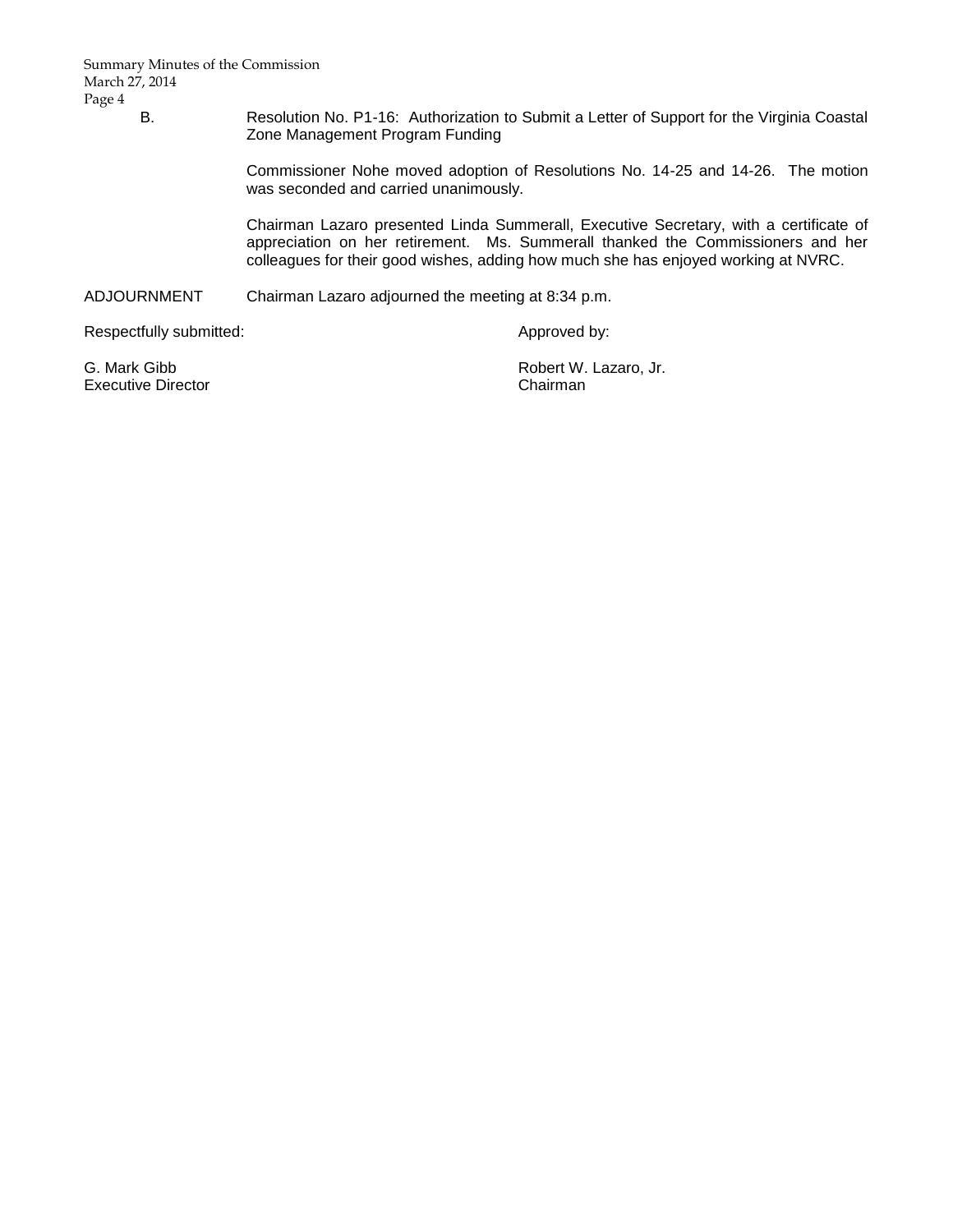B. Resolution No. P1-16: Authorization to Submit a Letter of Support for the Virginia Coastal Zone Management Program Funding

Commissioner Nohe moved adoption of Resolutions No. 14-25 and 14-26. The motion was seconded and carried unanimously.

Chairman Lazaro presented Linda Summerall, Executive Secretary, with a certificate of appreciation on her retirement. Ms. Summerall thanked the Commissioners and her colleagues for their good wishes, adding how much she has enjoyed working at NVRC.

ADJOURNMENT Chairman Lazaro adjourned the meeting at 8:34 p.m.

| Respectfully submitted: | Approved by: |
|---|---|
| G. Mark Gibb<br>Executive Director | Robert W. Lazaro, Jr.<br>Chairman |